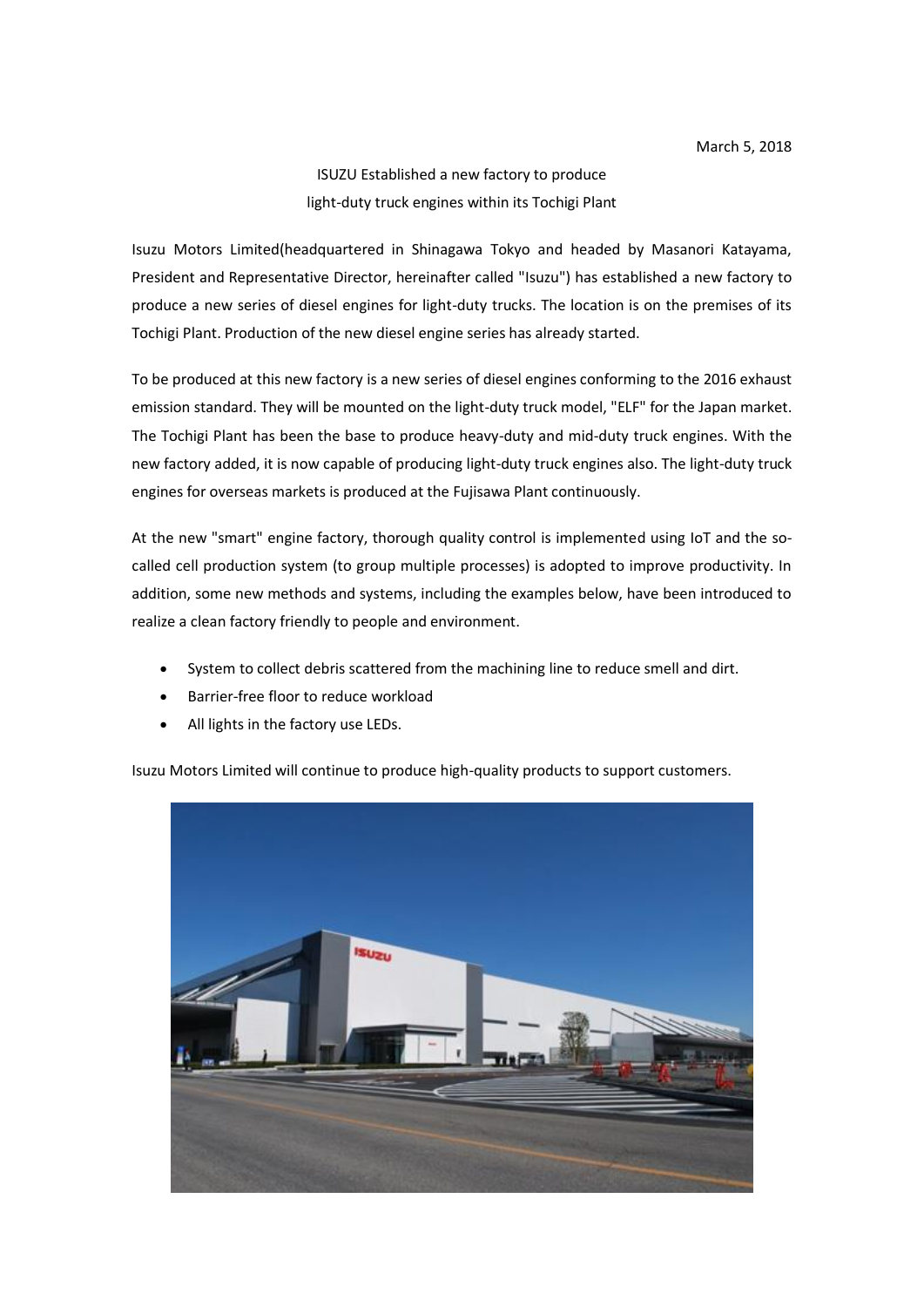March 5, 2018

# ISUZU Established a new factory to produce light-duty truck engines within its Tochigi Plant

Isuzu Motors Limited(headquartered in Shinagawa Tokyo and headed by Masanori Katayama, President and Representative Director, hereinafter called "Isuzu") has established a new factory to produce a new series of diesel engines for light-duty trucks. The location is on the premises of its Tochigi Plant. Production of the new diesel engine series has already started.

To be produced at this new factory is a new series of diesel engines conforming to the 2016 exhaust emission standard. They will be mounted on the light-duty truck model, "ELF" for the Japan market. The Tochigi Plant has been the base to produce heavy-duty and mid-duty truck engines. With the new factory added, it is now capable of producing light-duty truck engines also. The light-duty truck engines for overseas markets is produced at the Fujisawa Plant continuously.

At the new "smart" engine factory, thorough quality control is implemented using IoT and the so-called cell production system (to group multiple processes) is adopted to improve productivity. In addition, some new methods and systems, including the examples below, have been introduced to realize a clean factory friendly to people and environment.

- System to collect debris scattered from the machining line to reduce smell and dirt.
- Barrier-free floor to reduce workload
- All lights in the factory use LEDs.

Isuzu Motors Limited will continue to produce high-quality products to support customers.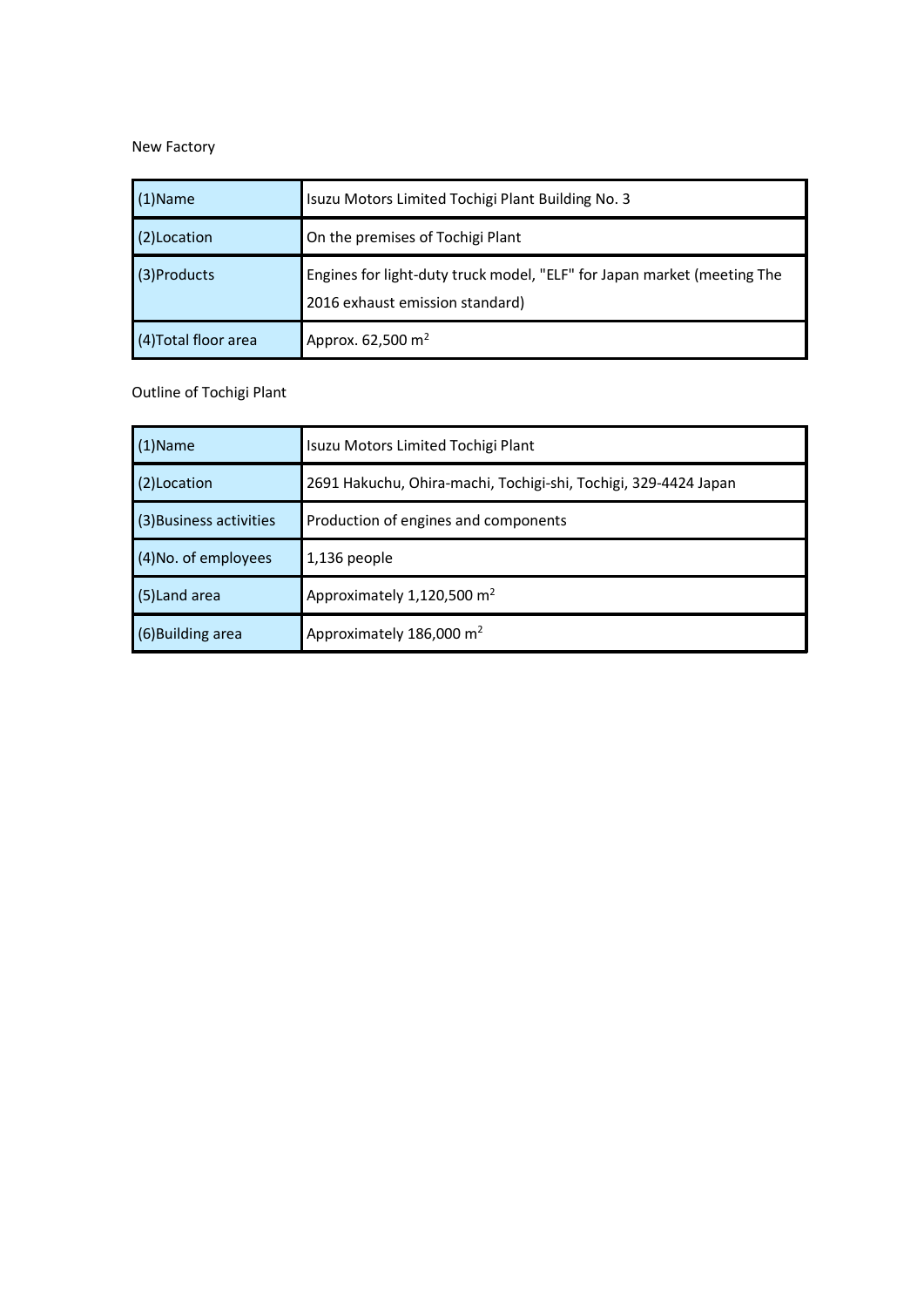New Factory

| | |
|---|---|
| (1)Name | Isuzu Motors Limited Tochigi Plant Building No. 3 |
| (2)Location | On the premises of Tochigi Plant |
| (3)Products | Engines for light-duty truck model, "ELF" for Japan market (meeting The 2016 exhaust emission standard) |
| (4)Total floor area | Approx. 62,500 $m^2$ |

Outline of Tochigi Plant

| | |
|---|---|
| (1)Name | Isuzu Motors Limited Tochigi Plant |
| (2)Location | 2691 Hakuchu, Ohira-machi, Tochigi-shi, Tochigi, 329-4424 Japan |
| (3)Business activities | Production of engines and components |
| (4)No. of employees | 1,136 people |
| (5)Land area | Approximately 1,120,500 $m^2$ |
| (6)Building area | Approximately 186,000 $m^2$ |